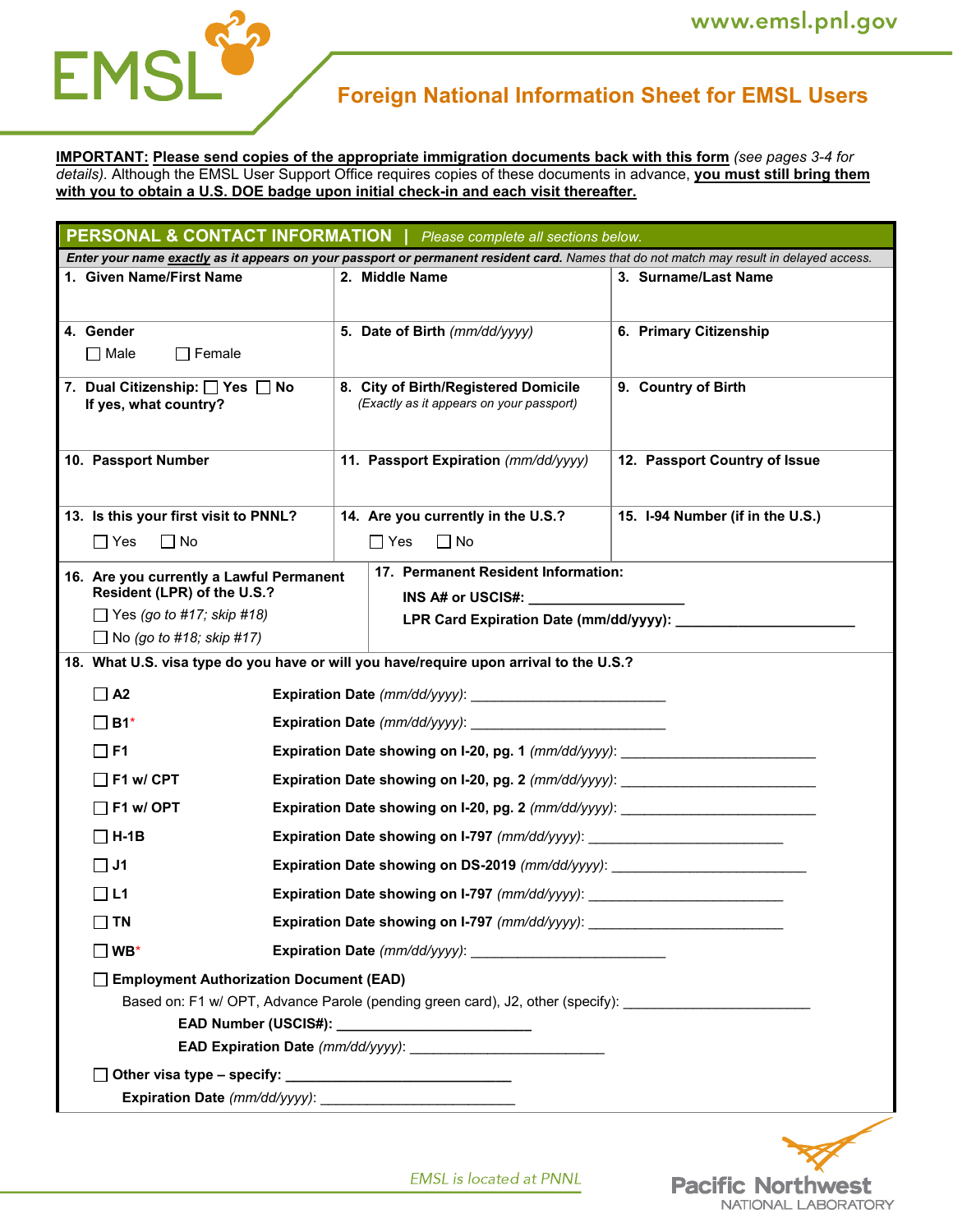# Foreign National Information Sheet for EMSL Users

www.emsl.pnl.gov

**IMPORTANT: Please send copies of the appropriate immigration documents back with this form** *(see pages 3-4 for details).* Although the EMSL User Support Office requires copies of these documents in advance, **you must still bring them with you to obtain a U.S. DOE badge upon initial check-in and each visit thereafter.**

## PERSONAL & CONTACT INFORMATION | *Please complete all sections below.*

***Enter your name exactly as it appears on your passport or permanent resident card.** Names that do not match may result in delayed access.*

| 1. Given Name/First Name | 2. Middle Name | 3. Surname/Last Name |
|---|---|---|
| 4. Gender ☐ Male ☐ Female | 5. Date of Birth *(mm/dd/yyyy)* | 6. Primary Citizenship |
| 7. Dual Citizenship: ☐ Yes ☐ No If yes, what country? | 8. City of Birth/Registered Domicile *(Exactly as it appears on your passport)* | 9. Country of Birth |
| 10. Passport Number | 11. Passport Expiration *(mm/dd/yyyy)* | 12. Passport Country of Issue |
| 13. Is this your first visit to PNNL? ☐ Yes ☐ No | 14. Are you currently in the U.S.? ☐ Yes ☐ No | 15. I-94 Number (if in the U.S.) |

**16. Are you currently a Lawful Permanent Resident (LPR) of the U.S.?**

☐ Yes *(go to #17; skip #18)*

☐ No *(go to #18; skip #17)*

**17. Permanent Resident Information:**

**INS A# or USCIS#:** ____________________

**LPR Card Expiration Date (mm/dd/yyyy):** ________________________

**18. What U.S. visa type do you have or will you have/require upon arrival to the U.S.?**

☐ **A2** — **Expiration Date** *(mm/dd/yyyy)*: _________________________

☐ **B1*** — **Expiration Date** *(mm/dd/yyyy)*: _________________________

☐ **F1** — **Expiration Date showing on I-20, pg. 1** *(mm/dd/yyyy)*: _________________________

☐ **F1 w/ CPT** — **Expiration Date showing on I-20, pg. 2** *(mm/dd/yyyy)*: _________________________

☐ **F1 w/ OPT** — **Expiration Date showing on I-20, pg. 2** *(mm/dd/yyyy)*: _________________________

☐ **H-1B** — **Expiration Date showing on I-797** *(mm/dd/yyyy)*: _________________________

☐ **J1** — **Expiration Date showing on DS-2019** *(mm/dd/yyyy)*: _________________________

☐ **L1** — **Expiration Date showing on I-797** *(mm/dd/yyyy)*: _________________________

☐ **TN** — **Expiration Date showing on I-797** *(mm/dd/yyyy)*: _________________________

☐ **WB*** — **Expiration Date** *(mm/dd/yyyy)*: _________________________

☐ **Employment Authorization Document (EAD)**

Based on: F1 w/ OPT, Advance Parole (pending green card), J2, other (specify): _________________________

**EAD Number (USCIS#):** _________________________

**EAD Expiration Date** *(mm/dd/yyyy)*: _________________________

☐ **Other visa type – specify:** _____________________________

**Expiration Date** *(mm/dd/yyyy)*: _________________________

*EMSL is located at PNNL*

Pacific Northwest NATIONAL LABORATORY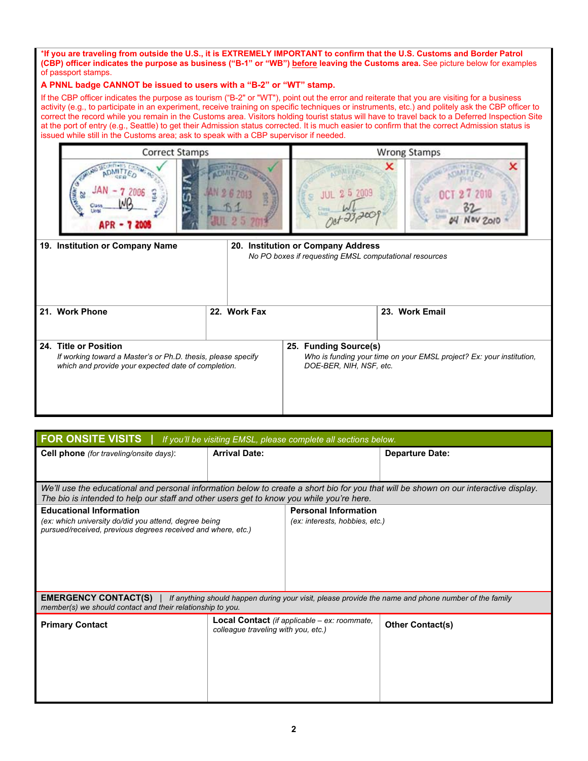**\*If you are traveling from outside the U.S., it is EXTREMELY IMPORTANT to confirm that the U.S. Customs and Border Patrol (CBP) officer indicates the purpose as business ("B-1" or "WB") before leaving the Customs area.** See picture below for examples of passport stamps.

**A PNNL badge CANNOT be issued to users with a "B-2" or "WT" stamp.**

If the CBP officer indicates the purpose as tourism ("B-2" or "WT"), point out the error and reiterate that you are visiting for a business activity (e.g., to participate in an experiment, receive training on specific techniques or instruments, etc.) and politely ask the CBP officer to correct the record while you remain in the Customs area. Visitors holding tourist status will have to travel back to a Deferred Inspection Site at the port of entry (e.g., Seattle) to get their Admission status corrected. It is much easier to confirm that the correct Admission status is issued while still in the Customs area; ask to speak with a CBP supervisor if needed.

| Correct Stamps | Wrong Stamps |
|---|---|
| ✓ ADMITTED JAN - 7 2006 Class WB Until APR - 7 2006; ✓ ADMITTED JAN 26 2013 B1 JUL 25 2013 | ✗ ADMITTED JUL 25 2009 WT Oct 23, 2009; ✗ ADMITTED OCT 27 2010 B2 04 Nov 2010 |

| 19. Institution or Company Name | 20. Institution or Company Address *No PO boxes if requesting EMSL computational resources* | |
|---|---|---|
| | | |

| 21. Work Phone | 22. Work Fax | 23. Work Email |
|---|---|---|
| | | |

| 24. Title or Position *If working toward a Master's or Ph.D. thesis, please specify which and provide your expected date of completion.* | 25. Funding Source(s) *Who is funding your time on your EMSL project? Ex: your institution, DOE-BER, NIH, NSF, etc.* |
|---|---|
| | |

## FOR ONSITE VISITS | *If you'll be visiting EMSL, please complete all sections below.*

| Cell phone *(for traveling/onsite days)*: | Arrival Date: | Departure Date: |
|---|---|---|
| | | |

*We'll use the educational and personal information below to create a short bio for you that will be shown on our interactive display. The bio is intended to help our staff and other users get to know you while you're here.*

| Educational Information *(ex: which university do/did you attend, degree being pursued/received, previous degrees received and where, etc.)* | Personal Information *(ex: interests, hobbies, etc.)* |
|---|---|
| | |

**EMERGENCY CONTACT(S)** | *If anything should happen during your visit, please provide the name and phone number of the family member(s) we should contact and their relationship to you.*

| Primary Contact | Local Contact *(if applicable – ex: roommate, colleague traveling with you, etc.)* | Other Contact(s) |
|---|---|---|
| | | |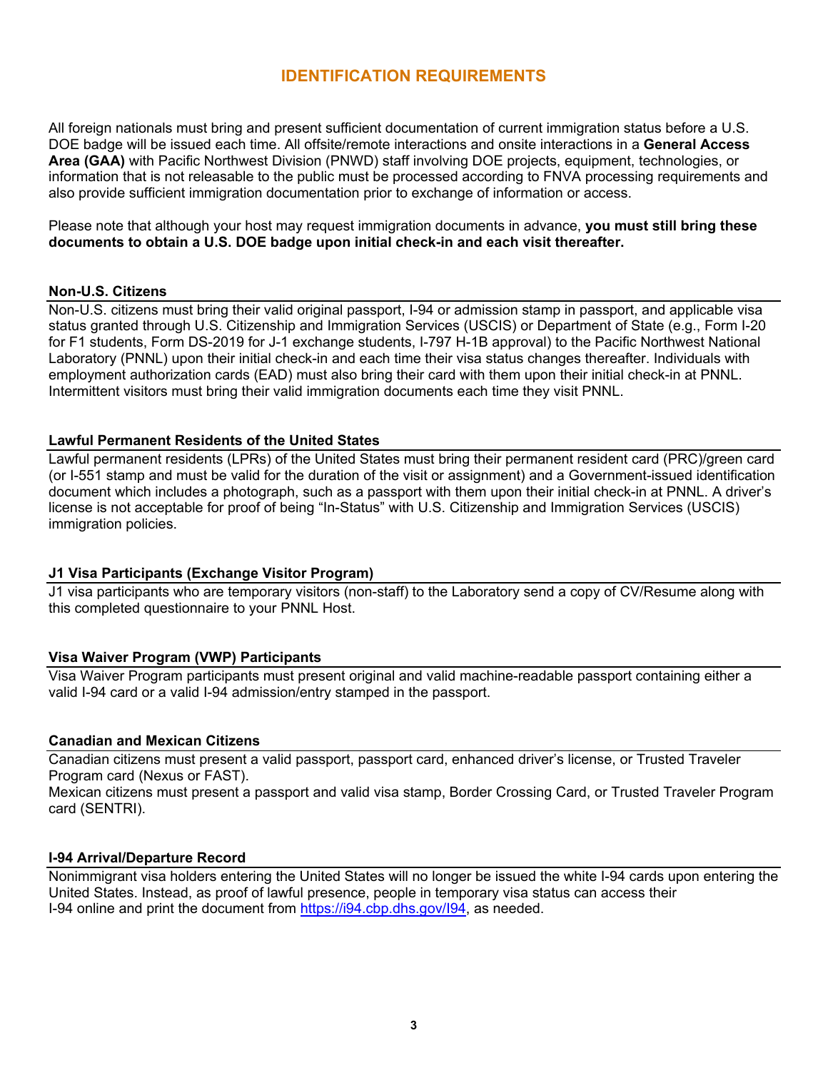# IDENTIFICATION REQUIREMENTS

All foreign nationals must bring and present sufficient documentation of current immigration status before a U.S. DOE badge will be issued each time. All offsite/remote interactions and onsite interactions in a **General Access Area (GAA)** with Pacific Northwest Division (PNWD) staff involving DOE projects, equipment, technologies, or information that is not releasable to the public must be processed according to FNVA processing requirements and also provide sufficient immigration documentation prior to exchange of information or access.

Please note that although your host may request immigration documents in advance, **you must still bring these documents to obtain a U.S. DOE badge upon initial check-in and each visit thereafter.**

### Non-U.S. Citizens

Non-U.S. citizens must bring their valid original passport, I-94 or admission stamp in passport, and applicable visa status granted through U.S. Citizenship and Immigration Services (USCIS) or Department of State (e.g., Form I-20 for F1 students, Form DS-2019 for J-1 exchange students, I-797 H-1B approval) to the Pacific Northwest National Laboratory (PNNL) upon their initial check-in and each time their visa status changes thereafter. Individuals with employment authorization cards (EAD) must also bring their card with them upon their initial check-in at PNNL. Intermittent visitors must bring their valid immigration documents each time they visit PNNL.

### Lawful Permanent Residents of the United States

Lawful permanent residents (LPRs) of the United States must bring their permanent resident card (PRC)/green card (or I-551 stamp and must be valid for the duration of the visit or assignment) and a Government-issued identification document which includes a photograph, such as a passport with them upon their initial check-in at PNNL. A driver's license is not acceptable for proof of being "In-Status" with U.S. Citizenship and Immigration Services (USCIS) immigration policies.

### J1 Visa Participants (Exchange Visitor Program)

J1 visa participants who are temporary visitors (non-staff) to the Laboratory send a copy of CV/Resume along with this completed questionnaire to your PNNL Host.

### Visa Waiver Program (VWP) Participants

Visa Waiver Program participants must present original and valid machine-readable passport containing either a valid I-94 card or a valid I-94 admission/entry stamped in the passport.

### Canadian and Mexican Citizens

Canadian citizens must present a valid passport, passport card, enhanced driver's license, or Trusted Traveler Program card (Nexus or FAST).

Mexican citizens must present a passport and valid visa stamp, Border Crossing Card, or Trusted Traveler Program card (SENTRI).

### I-94 Arrival/Departure Record

Nonimmigrant visa holders entering the United States will no longer be issued the white I-94 cards upon entering the United States. Instead, as proof of lawful presence, people in temporary visa status can access their I-94 online and print the document from [https://i94.cbp.dhs.gov/I94](https://i94.cbp.dhs.gov/I94), as needed.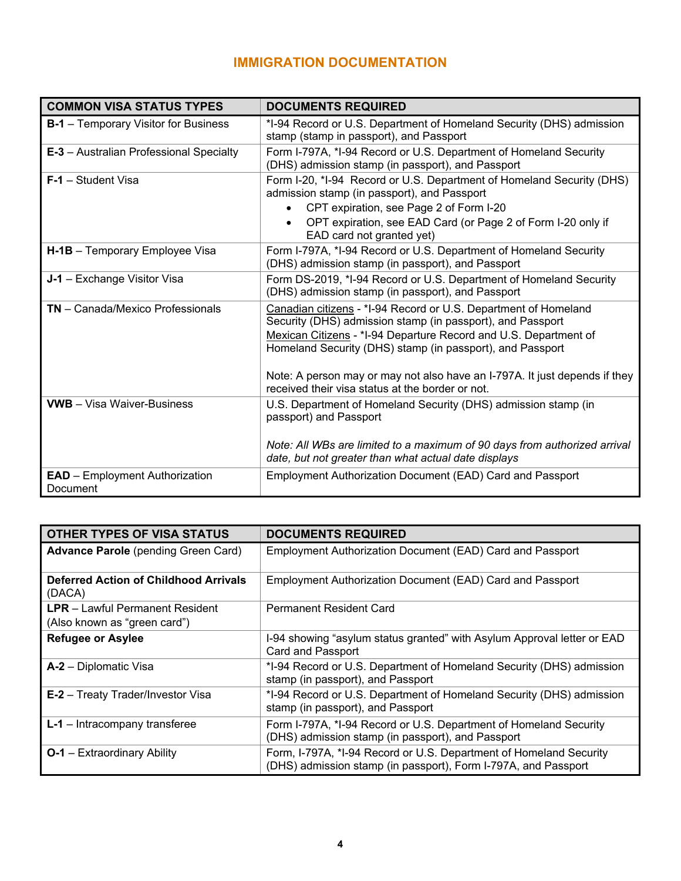## IMMIGRATION DOCUMENTATION

| COMMON VISA STATUS TYPES | DOCUMENTS REQUIRED |
|---|---|
| **B-1** – Temporary Visitor for Business | *I-94 Record or U.S. Department of Homeland Security (DHS) admission stamp (stamp in passport), and Passport |
| **E-3** – Australian Professional Specialty | Form I-797A, *I-94 Record or U.S. Department of Homeland Security (DHS) admission stamp (in passport), and Passport |
| **F-1** – Student Visa | Form I-20, *I-94 Record or U.S. Department of Homeland Security (DHS) admission stamp (in passport), and Passport<br>• CPT expiration, see Page 2 of Form I-20<br>• OPT expiration, see EAD Card (or Page 2 of Form I-20 only if EAD card not granted yet) |
| **H-1B** – Temporary Employee Visa | Form I-797A, *I-94 Record or U.S. Department of Homeland Security (DHS) admission stamp (in passport), and Passport |
| **J-1** – Exchange Visitor Visa | Form DS-2019, *I-94 Record or U.S. Department of Homeland Security (DHS) admission stamp (in passport), and Passport |
| **TN** – Canada/Mexico Professionals | <u>Canadian citizens</u> - *I-94 Record or U.S. Department of Homeland Security (DHS) admission stamp (in passport), and Passport<br><u>Mexican Citizens</u> - *I-94 Departure Record and U.S. Department of Homeland Security (DHS) stamp (in passport), and Passport<br><br>Note: A person may or may not also have an I-797A. It just depends if they received their visa status at the border or not. |
| **VWB** – Visa Waiver-Business | U.S. Department of Homeland Security (DHS) admission stamp (in passport) and Passport<br><br>*Note: All WBs are limited to a maximum of 90 days from authorized arrival date, but not greater than what actual date displays* |
| **EAD** – Employment Authorization Document | Employment Authorization Document (EAD) Card and Passport |

| OTHER TYPES OF VISA STATUS | DOCUMENTS REQUIRED |
|---|---|
| **Advance Parole** (pending Green Card) | Employment Authorization Document (EAD) Card and Passport |
| **Deferred Action of Childhood Arrivals** (DACA) | Employment Authorization Document (EAD) Card and Passport |
| **LPR** – Lawful Permanent Resident (Also known as "green card") | Permanent Resident Card |
| **Refugee or Asylee** | I-94 showing "asylum status granted" with Asylum Approval letter or EAD Card and Passport |
| **A-2** – Diplomatic Visa | *I-94 Record or U.S. Department of Homeland Security (DHS) admission stamp (in passport), and Passport |
| **E-2** – Treaty Trader/Investor Visa | *I-94 Record or U.S. Department of Homeland Security (DHS) admission stamp (in passport), and Passport |
| **L-1** – Intracompany transferee | Form I-797A, *I-94 Record or U.S. Department of Homeland Security (DHS) admission stamp (in passport), and Passport |
| **O-1** – Extraordinary Ability | Form, I-797A, *I-94 Record or U.S. Department of Homeland Security (DHS) admission stamp (in passport), Form I-797A, and Passport |